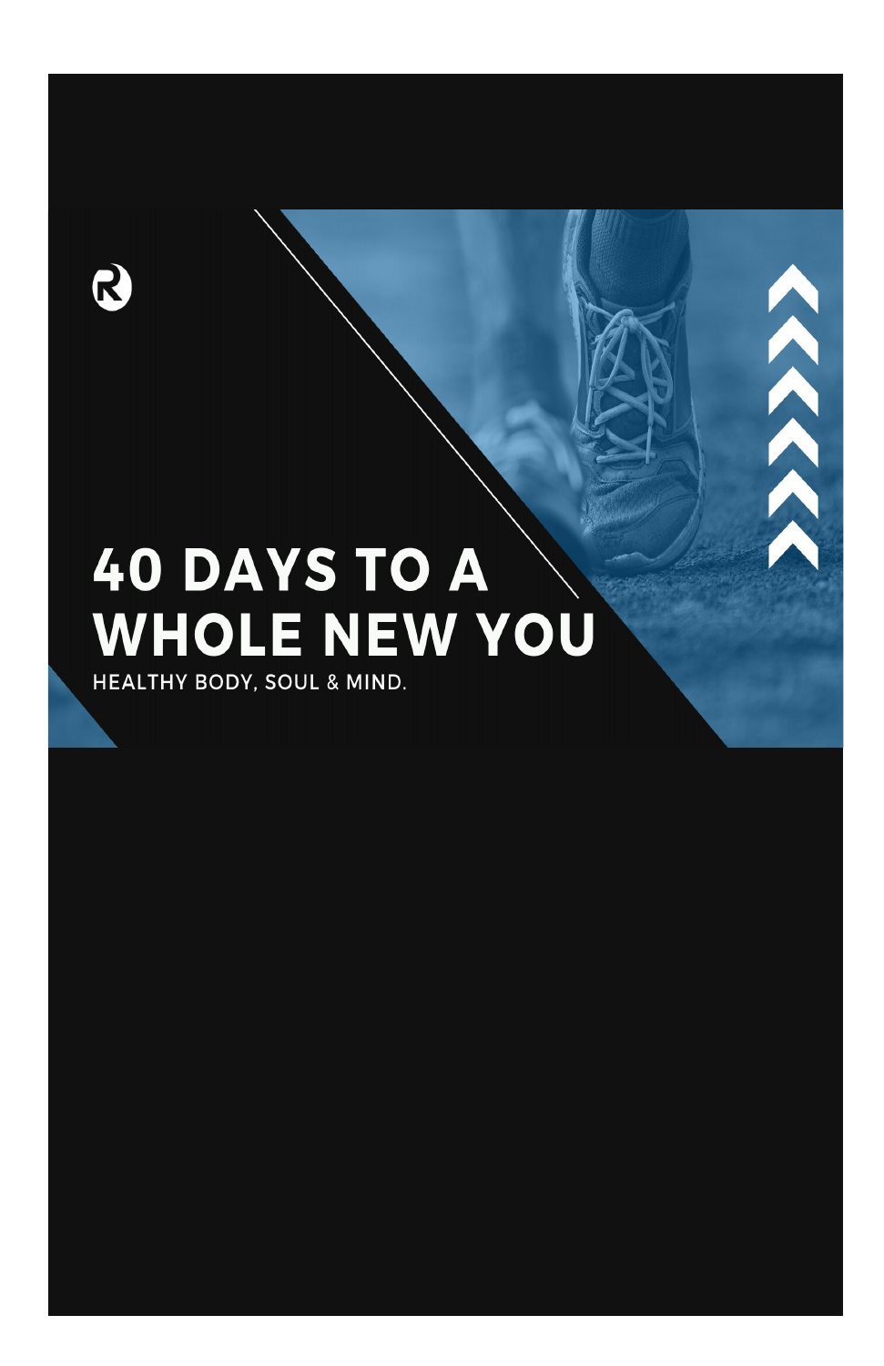# 40 DAYS TO A WHOLE NEW YOU

HEALTHY BODY, SOUL & MIND.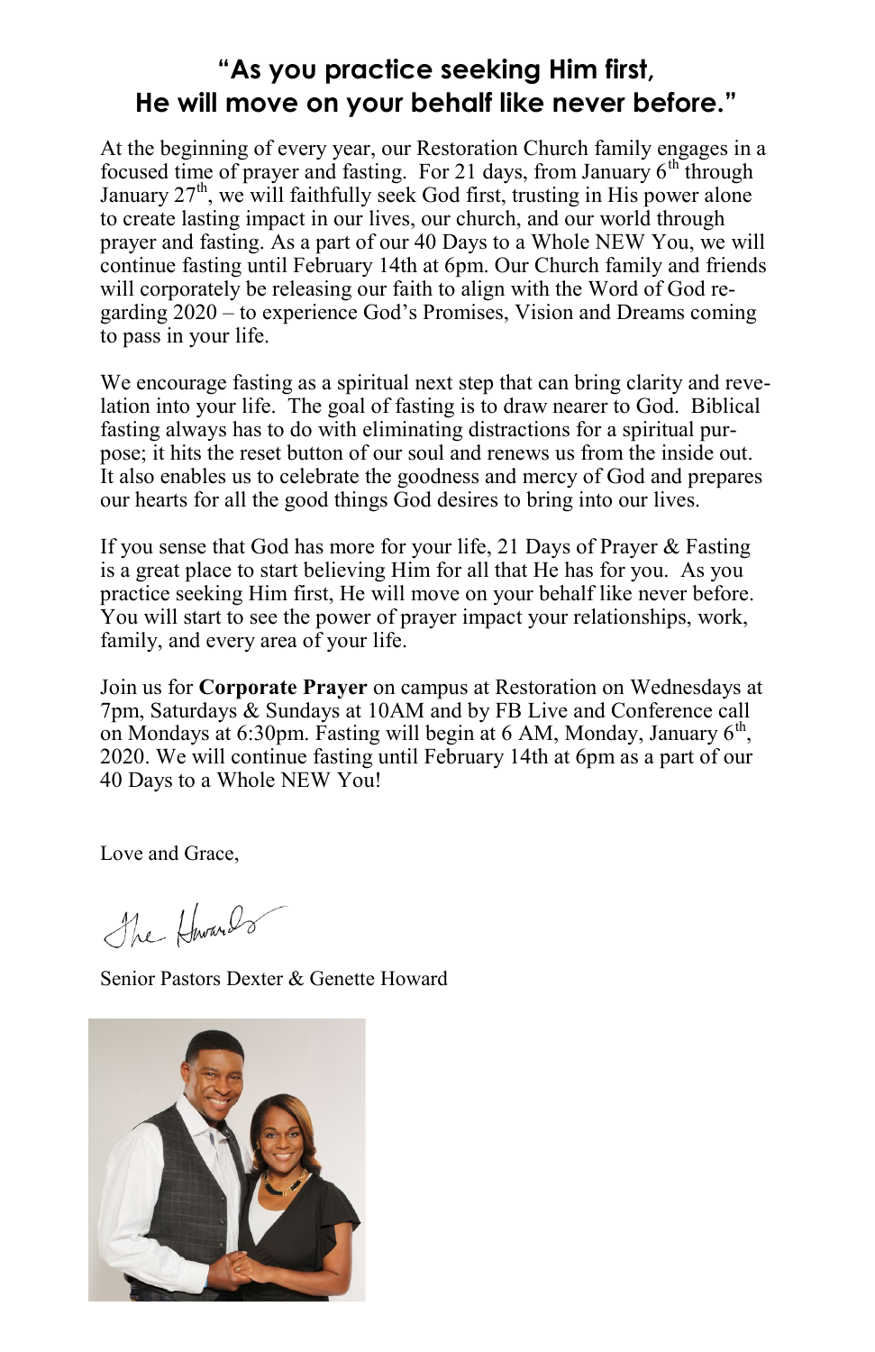## "As you practice seeking Him first, He will move on your behalf like never before."

At the beginning of every year, our Restoration Church family engages in a focused time of prayer and fasting. For 21 days, from January 6th through January 27th, we will faithfully seek God first, trusting in His power alone to create lasting impact in our lives, our church, and our world through prayer and fasting. As a part of our 40 Days to a Whole NEW You, we will continue fasting until February 14th at 6pm. Our Church family and friends will corporately be releasing our faith to align with the Word of God regarding 2020 – to experience God's Promises, Vision and Dreams coming to pass in your life.

We encourage fasting as a spiritual next step that can bring clarity and revelation into your life. The goal of fasting is to draw nearer to God. Biblical fasting always has to do with eliminating distractions for a spiritual purpose; it hits the reset button of our soul and renews us from the inside out. It also enables us to celebrate the goodness and mercy of God and prepares our hearts for all the good things God desires to bring into our lives.

If you sense that God has more for your life, 21 Days of Prayer & Fasting is a great place to start believing Him for all that He has for you. As you practice seeking Him first, He will move on your behalf like never before. You will start to see the power of prayer impact your relationships, work, family, and every area of your life.

Join us for **Corporate Prayer** on campus at Restoration on Wednesdays at 7pm, Saturdays & Sundays at 10AM and by FB Live and Conference call on Mondays at 6:30pm. Fasting will begin at 6 AM, Monday, January 6th, 2020. We will continue fasting until February 14th at 6pm as a part of our 40 Days to a Whole NEW You!

Love and Grace,

The Howards

Senior Pastors Dexter & Genette Howard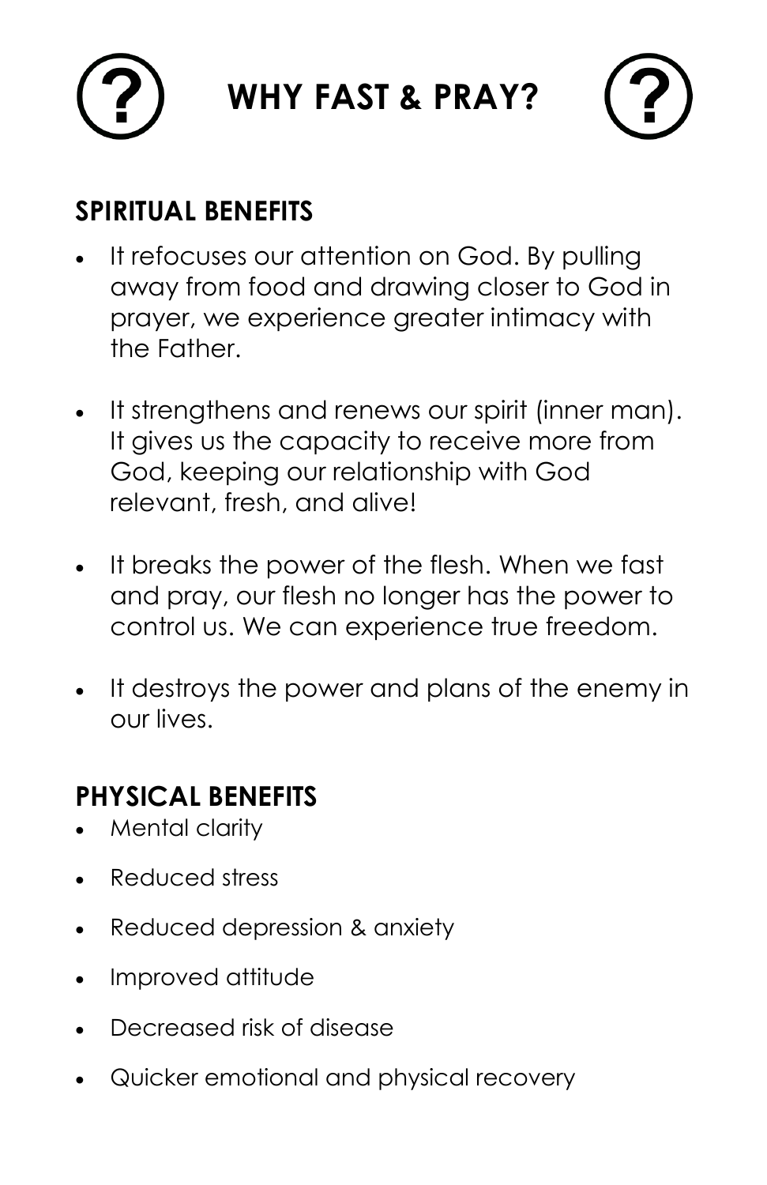# WHY FAST & PRAY?

## SPIRITUAL BENEFITS

- It refocuses our attention on God. By pulling away from food and drawing closer to God in prayer, we experience greater intimacy with the Father.
- It strengthens and renews our spirit (inner man). It gives us the capacity to receive more from God, keeping our relationship with God relevant, fresh, and alive!
- It breaks the power of the flesh. When we fast and pray, our flesh no longer has the power to control us. We can experience true freedom.
- It destroys the power and plans of the enemy in our lives.

## PHYSICAL BENEFITS

- Mental clarity
- Reduced stress
- Reduced depression & anxiety
- Improved attitude
- Decreased risk of disease
- Quicker emotional and physical recovery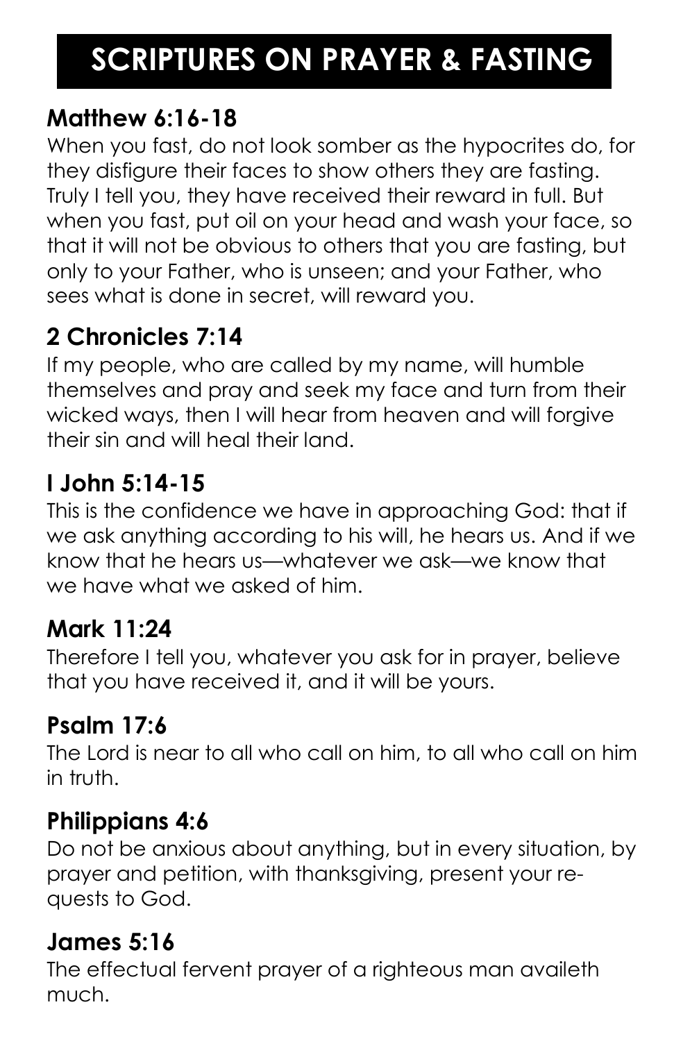# SCRIPTURES ON PRAYER & FASTING

## Matthew 6:16-18

When you fast, do not look somber as the hypocrites do, for they disfigure their faces to show others they are fasting. Truly I tell you, they have received their reward in full. But when you fast, put oil on your head and wash your face, so that it will not be obvious to others that you are fasting, but only to your Father, who is unseen; and your Father, who sees what is done in secret, will reward you.

## 2 Chronicles 7:14

If my people, who are called by my name, will humble themselves and pray and seek my face and turn from their wicked ways, then I will hear from heaven and will forgive their sin and will heal their land.

## I John 5:14-15

This is the confidence we have in approaching God: that if we ask anything according to his will, he hears us. And if we know that he hears us—whatever we ask—we know that we have what we asked of him.

## Mark 11:24

Therefore I tell you, whatever you ask for in prayer, believe that you have received it, and it will be yours.

## Psalm 17:6

The Lord is near to all who call on him, to all who call on him in truth.

## Philippians 4:6

Do not be anxious about anything, but in every situation, by prayer and petition, with thanksgiving, present your requests to God.

## James 5:16

The effectual fervent prayer of a righteous man availeth much.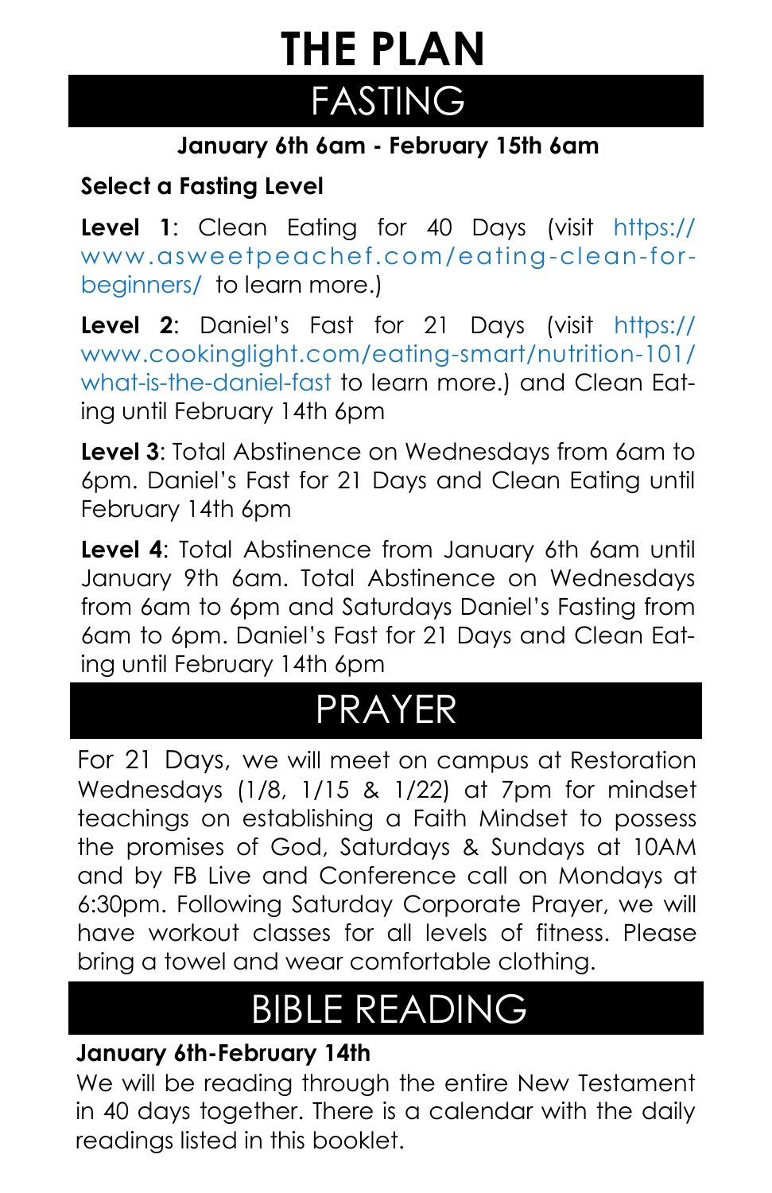# THE PLAN

## FASTING

**January 6th 6am - February 15th 6am**

**Select a Fasting Level**

**Level 1**: Clean Eating for 40 Days (visit https://www.asweetpeachef.com/eating-clean-for-beginners/ to learn more.)

**Level 2**: Daniel's Fast for 21 Days (visit https://www.cookinglight.com/eating-smart/nutrition-101/what-is-the-daniel-fast to learn more.) and Clean Eating until February 14th 6pm

**Level 3**: Total Abstinence on Wednesdays from 6am to 6pm. Daniel's Fast for 21 Days and Clean Eating until February 14th 6pm

**Level 4**: Total Abstinence from January 6th 6am until January 9th 6am. Total Abstinence on Wednesdays from 6am to 6pm and Saturdays Daniel's Fasting from 6am to 6pm. Daniel's Fast for 21 Days and Clean Eating until February 14th 6pm

## PRAYER

For 21 Days, we will meet on campus at Restoration Wednesdays (1/8, 1/15 & 1/22) at 7pm for mindset teachings on establishing a Faith Mindset to possess the promises of God, Saturdays & Sundays at 10AM and by FB Live and Conference call on Mondays at 6:30pm. Following Saturday Corporate Prayer, we will have workout classes for all levels of fitness. Please bring a towel and wear comfortable clothing.

## BIBLE READING

**January 6th-February 14th**

We will be reading through the entire New Testament in 40 days together. There is a calendar with the daily readings listed in this booklet.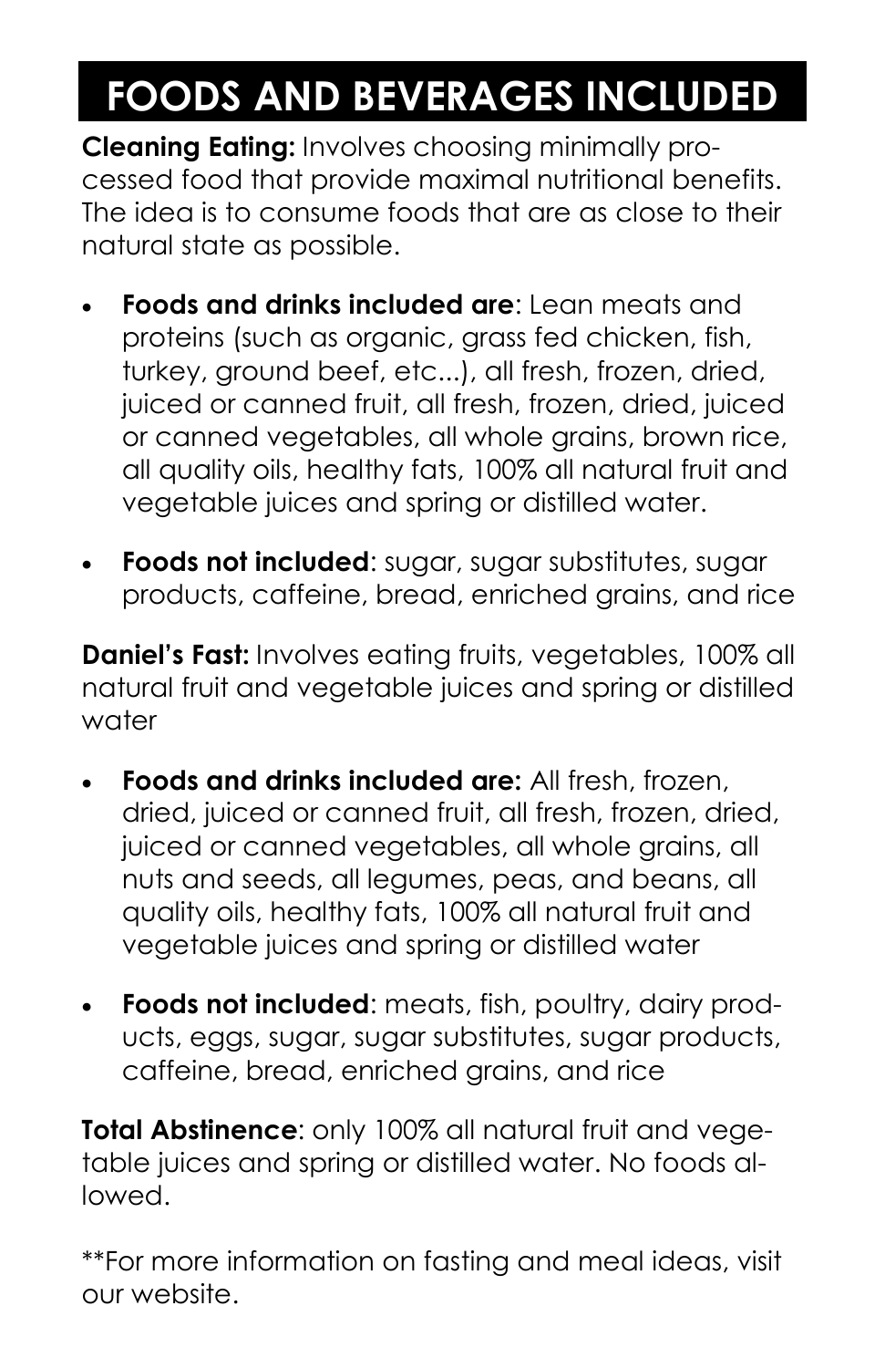# FOODS AND BEVERAGES INCLUDED

**Cleaning Eating:** Involves choosing minimally processed food that provide maximal nutritional benefits. The idea is to consume foods that are as close to their natural state as possible.

- **Foods and drinks included are**: Lean meats and proteins (such as organic, grass fed chicken, fish, turkey, ground beef, etc...), all fresh, frozen, dried, juiced or canned fruit, all fresh, frozen, dried, juiced or canned vegetables, all whole grains, brown rice, all quality oils, healthy fats, 100% all natural fruit and vegetable juices and spring or distilled water.
- **Foods not included**: sugar, sugar substitutes, sugar products, caffeine, bread, enriched grains, and rice

**Daniel's Fast:** Involves eating fruits, vegetables, 100% all natural fruit and vegetable juices and spring or distilled water

- **Foods and drinks included are:** All fresh, frozen, dried, juiced or canned fruit, all fresh, frozen, dried, juiced or canned vegetables, all whole grains, all nuts and seeds, all legumes, peas, and beans, all quality oils, healthy fats, 100% all natural fruit and vegetable juices and spring or distilled water
- **Foods not included**: meats, fish, poultry, dairy products, eggs, sugar, sugar substitutes, sugar products, caffeine, bread, enriched grains, and rice

**Total Abstinence**: only 100% all natural fruit and vegetable juices and spring or distilled water. No foods allowed.

**For more information on fasting and meal ideas, visit our website.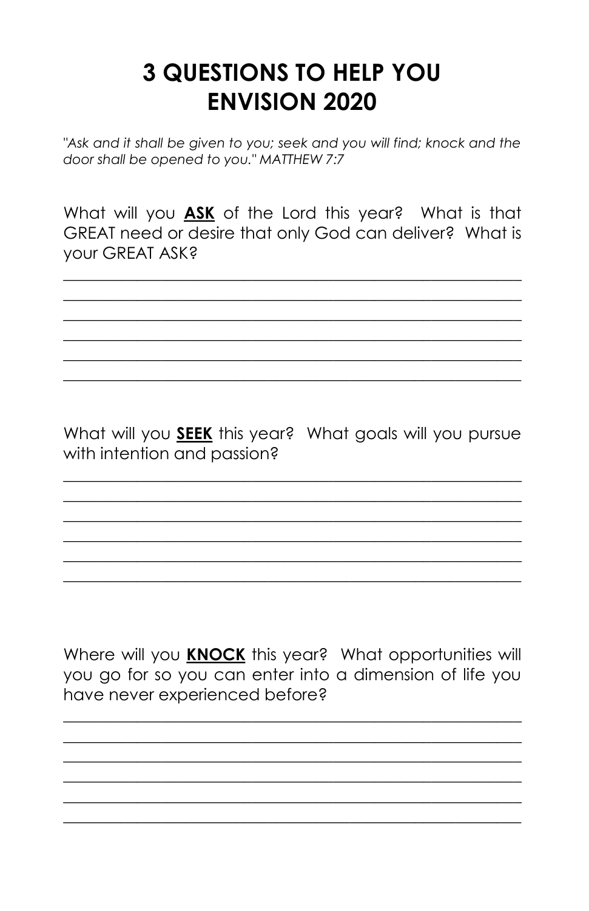# 3 QUESTIONS TO HELP YOU ENVISION 2020

*"Ask and it shall be given to you; seek and you will find; knock and the door shall be opened to you." MATTHEW 7:7*

What will you **ASK** of the Lord this year? What is that GREAT need or desire that only God can deliver? What is your GREAT ASK?

______________________________________________________________

______________________________________________________________

______________________________________________________________

______________________________________________________________

______________________________________________________________

______________________________________________________________

What will you **SEEK** this year? What goals will you pursue with intention and passion?

______________________________________________________________

______________________________________________________________

______________________________________________________________

______________________________________________________________

______________________________________________________________

______________________________________________________________

Where will you **KNOCK** this year? What opportunities will you go for so you can enter into a dimension of life you have never experienced before?

______________________________________________________________

______________________________________________________________

______________________________________________________________

______________________________________________________________

______________________________________________________________

______________________________________________________________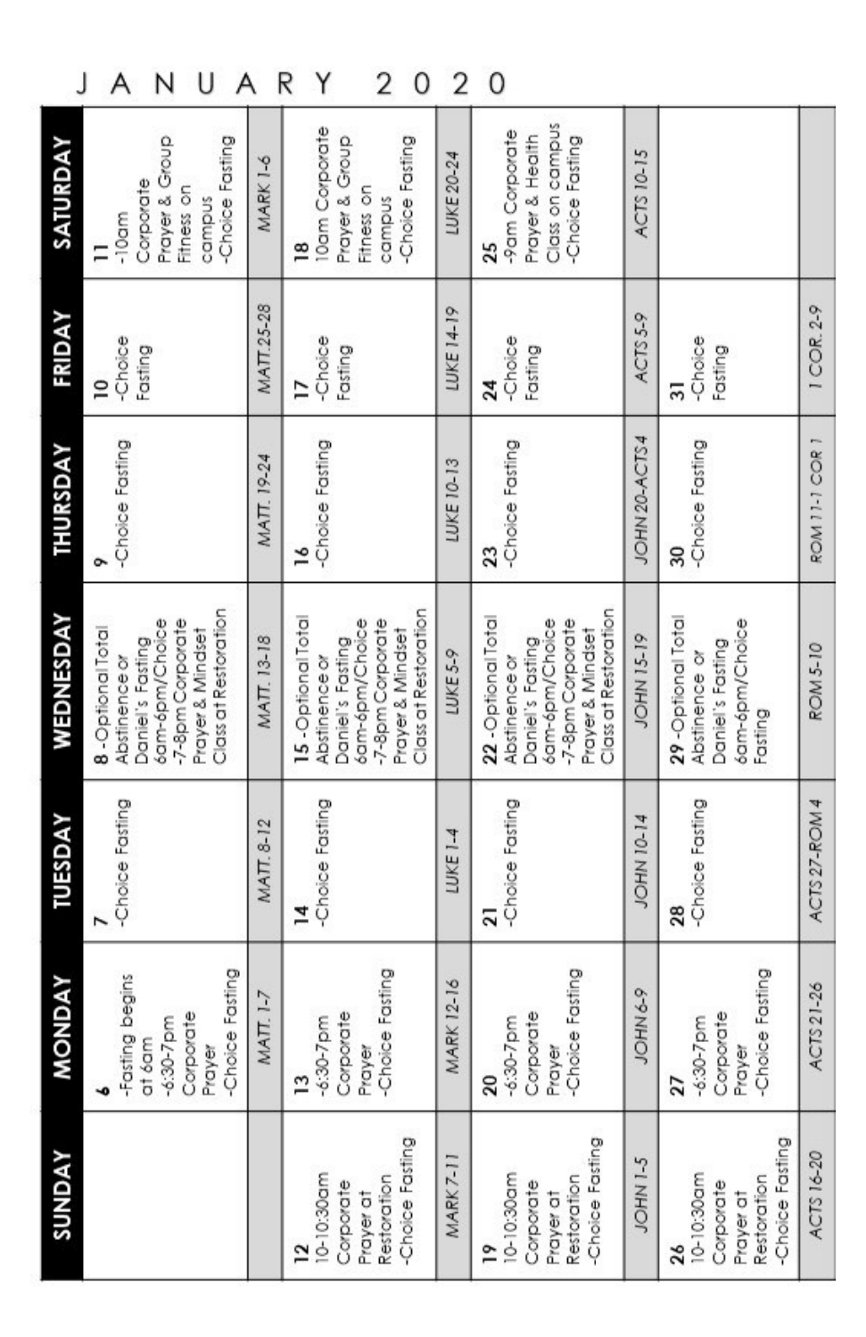# JANUARY 2020

| SUNDAY | MONDAY | TUESDAY | WEDNESDAY | THURSDAY | FRIDAY | SATURDAY |
|---|---|---|---|---|---|---|
| | **6** -Fasting begins at 6am -6:30-7pm Corporate Prayer -Choice Fasting | **7** -Choice Fasting | **8** -Optional Total Abstinence or Daniel's Fasting 6am-6pm/Choice -7-8pm Corporate Prayer & Mindset Class at Restoration | **9** -Choice Fasting | **10** -Choice Fasting | **11** -10am Corporate Prayer & Group Fitness on campus -Choice Fasting |
| | MATT. 1-7 | MATT. 8-12 | MATT. 13-18 | MATT. 19-24 | MATT. 25-28 | MARK 1-6 |
| **12** 10-10:30am Corporate Prayer at Restoration -Choice Fasting | **13** -6:30-7pm Corporate Prayer -Choice Fasting | **14** -Choice Fasting | **15** -Optional Total Abstinence or Daniel's Fasting 6am-6pm/Choice -7-8pm Corporate Prayer & Mindset Class at Restoration | **16** -Choice Fasting | **17** -Choice Fasting | **18** 10am Corporate Prayer & Group Fitness on campus -Choice Fasting |
| MARK 7-11 | MARK 12-16 | LUKE 1-4 | LUKE 5-9 | LUKE 10-13 | LUKE 14-19 | LUKE 20-24 |
| **19** 10-10:30am Corporate Prayer at Restoration -Choice Fasting | **20** -6:30-7pm Corporate Prayer -Choice Fasting | **21** -Choice Fasting | **22** -Optional Total Abstinence or Daniel's Fasting 6am-6pm/Choice -7-8pm Corporate Prayer & Mindset Class at Restoration | **23** -Choice Fasting | **24** -Choice Fasting | **25** -9am Corporate Prayer & Health Class on campus -Choice Fasting |
| JOHN 1-5 | JOHN 6-9 | JOHN 10-14 | JOHN 15-19 | JOHN 20-ACTS 4 | ACTS 5-9 | ACTS 10-15 |
| **26** 10-10:30am Corporate Prayer at Restoration -Choice Fasting | **27** -6:30-7pm Corporate Prayer -Choice Fasting | **28** -Choice Fasting | **29** -Optional Total Abstinence or Daniel's Fasting 6am-6pm/Choice Fasting | **30** -Choice Fasting | **31** -Choice Fasting | |
| ACTS 16-20 | ACTS 21-26 | ACTS 27-ROM 4 | ROM 5-10 | ROM 11-1 COR 1 | 1 COR. 2-9 | |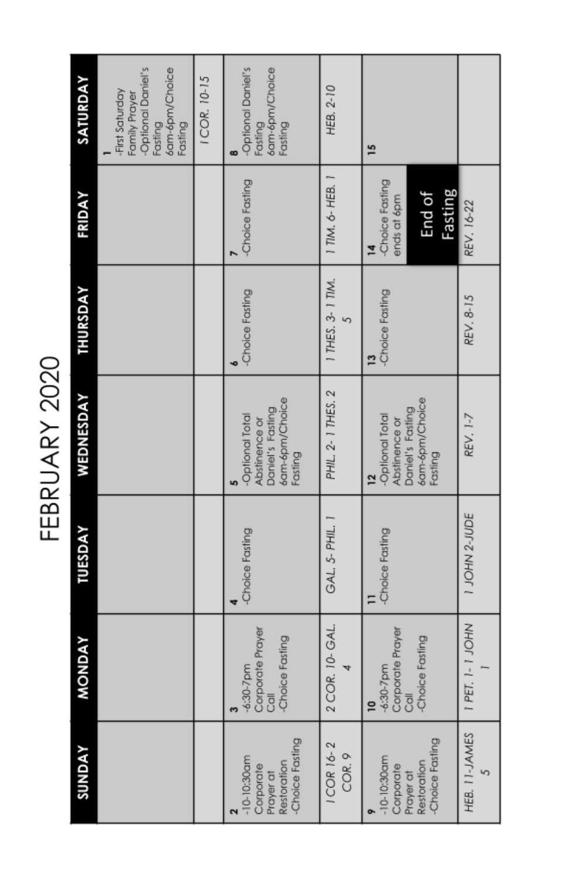# FEBRUARY 2020

| SUNDAY | MONDAY | TUESDAY | WEDNESDAY | THURSDAY | FRIDAY | SATURDAY |
|---|---|---|---|---|---|---|
| | | | | | | 1<br>-First Saturday Family Prayer<br>-Optional Daniel's Fasting<br>6am-6pm/Choice Fasting |
| | | | | | | I COR. 10-15 |
| 2<br>-10-10:30am Corporate Prayer at Restoration<br>-Choice Fasting | 3<br>-6:30-7pm Corporate Prayer Call<br>-Choice Fasting | 4<br>-Choice Fasting | 5<br>-Optional Total Abstinence or Daniel's Fasting 6am-6pm/Choice Fasting | 6<br>-Choice Fasting | 7<br>-Choice Fasting | 8<br>-Optional Daniel's Fasting<br>6am-6pm/Choice Fasting |
| I COR 16-2 COR. 9 | 2 COR. 10- GAL. 4 | GAL. 5- PHIL. 1 | PHIL. 2- 1 THES. 2 | 1 THES. 3- 1 TIM. 5 | 1 TIM. 6- HEB. 1 | HEB. 2-10 |
| 9<br>-10-10:30am Corporate Prayer at Restoration<br>-Choice Fasting | 10<br>-6:30-7pm Corporate Prayer Call<br>-Choice Fasting | 11<br>-Choice Fasting | 12<br>-Optional Total Abstinence or Daniel's Fasting 6am-6pm/Choice Fasting | 13<br>-Choice Fasting | 14<br>-Choice Fasting ends at 6pm<br>**End of Fasting** | 15 |
| HEB. 11-JAMES 5 | 1 PET. 1- 1 JOHN 1 | 1 JOHN 2-JUDE | REV. 1-7 | REV. 8-15 | REV. 16-22 | |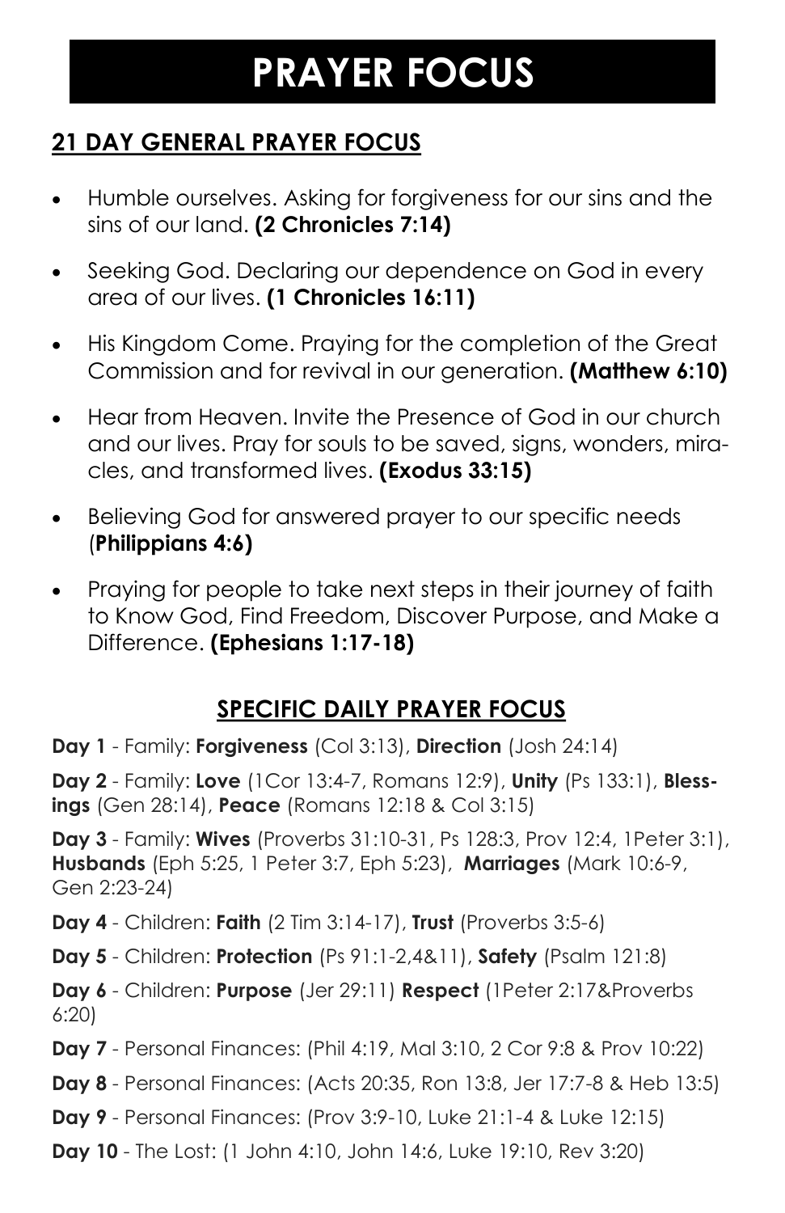# PRAYER FOCUS

## 21 DAY GENERAL PRAYER FOCUS

- Humble ourselves. Asking for forgiveness for our sins and the sins of our land. **(2 Chronicles 7:14)**
- Seeking God. Declaring our dependence on God in every area of our lives. **(1 Chronicles 16:11)**
- His Kingdom Come. Praying for the completion of the Great Commission and for revival in our generation. **(Matthew 6:10)**
- Hear from Heaven. Invite the Presence of God in our church and our lives. Pray for souls to be saved, signs, wonders, miracles, and transformed lives. **(Exodus 33:15)**
- Believing God for answered prayer to our specific needs (**Philippians 4:6)**
- Praying for people to take next steps in their journey of faith to Know God, Find Freedom, Discover Purpose, and Make a Difference. **(Ephesians 1:17-18)**

## SPECIFIC DAILY PRAYER FOCUS

**Day 1** - Family: **Forgiveness** (Col 3:13), **Direction** (Josh 24:14)

**Day 2** - Family: **Love** (1Cor 13:4-7, Romans 12:9), **Unity** (Ps 133:1), **Blessings** (Gen 28:14), **Peace** (Romans 12:18 & Col 3:15)

**Day 3** - Family: **Wives** (Proverbs 31:10-31, Ps 128:3, Prov 12:4, 1Peter 3:1), **Husbands** (Eph 5:25, 1 Peter 3:7, Eph 5:23), **Marriages** (Mark 10:6-9, Gen 2:23-24)

**Day 4** - Children: **Faith** (2 Tim 3:14-17), **Trust** (Proverbs 3:5-6)

**Day 5** - Children: **Protection** (Ps 91:1-2,4&11), **Safety** (Psalm 121:8)

**Day 6** - Children: **Purpose** (Jer 29:11) **Respect** (1Peter 2:17&Proverbs 6:20)

**Day 7** - Personal Finances: (Phil 4:19, Mal 3:10, 2 Cor 9:8 & Prov 10:22)

**Day 8** - Personal Finances: (Acts 20:35, Ron 13:8, Jer 17:7-8 & Heb 13:5)

**Day 9** - Personal Finances: (Prov 3:9-10, Luke 21:1-4 & Luke 12:15)

**Day 10** - The Lost: (1 John 4:10, John 14:6, Luke 19:10, Rev 3:20)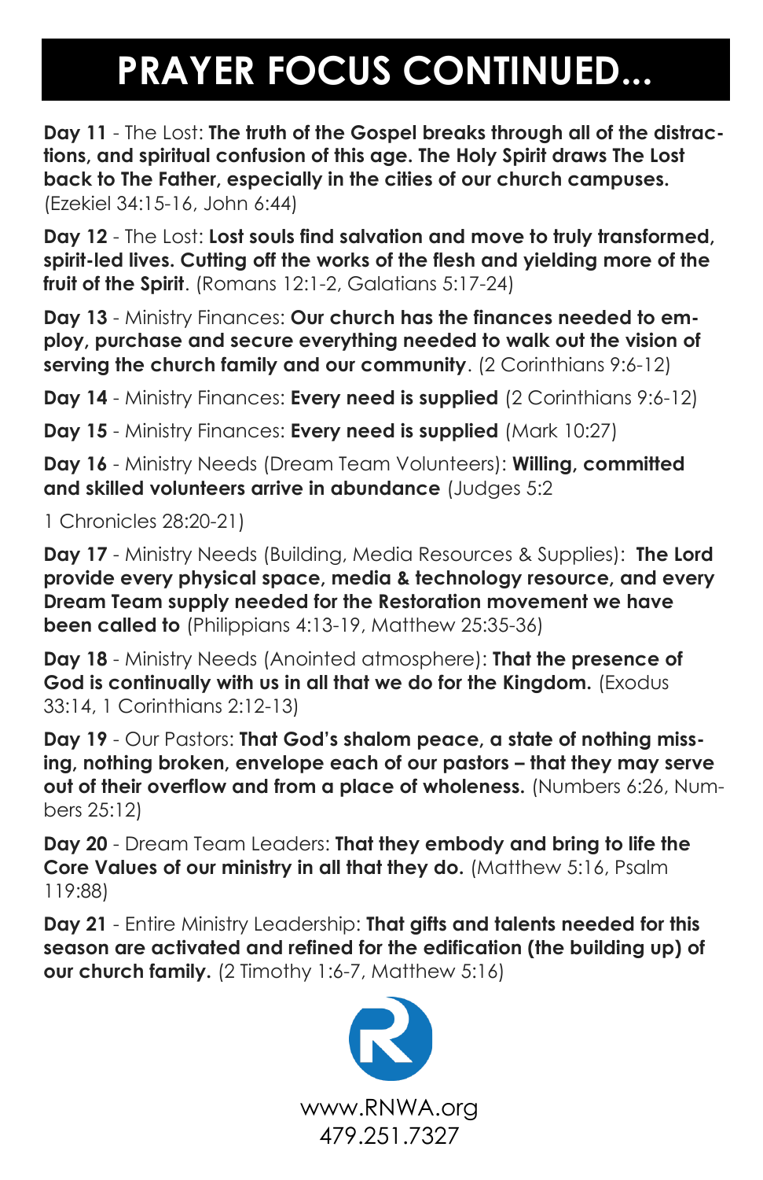# PRAYER FOCUS CONTINUED...

**Day 11** - The Lost: **The truth of the Gospel breaks through all of the distractions, and spiritual confusion of this age. The Holy Spirit draws The Lost back to The Father, especially in the cities of our church campuses.** (Ezekiel 34:15-16, John 6:44)

**Day 12** - The Lost: **Lost souls find salvation and move to truly transformed, spirit-led lives. Cutting off the works of the flesh and yielding more of the fruit of the Spirit**. (Romans 12:1-2, Galatians 5:17-24)

**Day 13** - Ministry Finances: **Our church has the finances needed to employ, purchase and secure everything needed to walk out the vision of serving the church family and our community**. (2 Corinthians 9:6-12)

**Day 14** - Ministry Finances: **Every need is supplied** (2 Corinthians 9:6-12)

**Day 15** - Ministry Finances: **Every need is supplied** (Mark 10:27)

**Day 16** - Ministry Needs (Dream Team Volunteers): **Willing, committed and skilled volunteers arrive in abundance** (Judges 5:2

1 Chronicles 28:20-21)

**Day 17** - Ministry Needs (Building, Media Resources & Supplies): **The Lord provide every physical space, media & technology resource, and every Dream Team supply needed for the Restoration movement we have been called to** (Philippians 4:13-19, Matthew 25:35-36)

**Day 18** - Ministry Needs (Anointed atmosphere): **That the presence of God is continually with us in all that we do for the Kingdom.** (Exodus 33:14, 1 Corinthians 2:12-13)

**Day 19** - Our Pastors: **That God's shalom peace, a state of nothing missing, nothing broken, envelope each of our pastors – that they may serve out of their overflow and from a place of wholeness.** (Numbers 6:26, Numbers 25:12)

**Day 20** - Dream Team Leaders: **That they embody and bring to life the Core Values of our ministry in all that they do.** (Matthew 5:16, Psalm 119:88)

**Day 21** - Entire Ministry Leadership: **That gifts and talents needed for this season are activated and refined for the edification (the building up) of our church family.** (2 Timothy 1:6-7, Matthew 5:16)

www.RNWA.org
479.251.7327